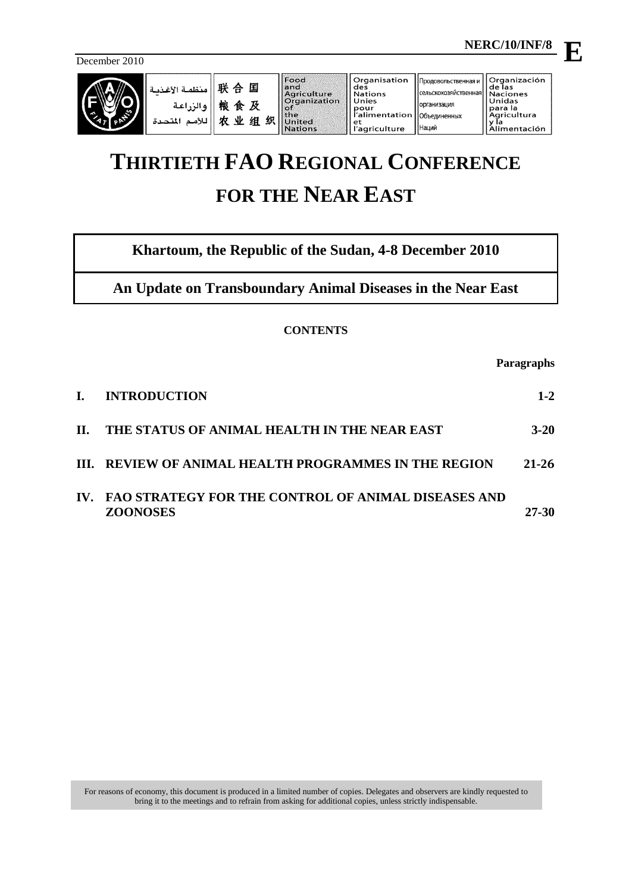NERC/10/INF/8 **E**

December 2010

| منظمة الأغذية والزراعة للأمم المتحدة | 联合国粮食及农业组织 | Food and Agriculture Organization of the United Nations | Organisation des Nations Unies pour l'alimentation et l'agriculture | Продовольственная и сельскохозяйственная организация Объединенных Наций | Organización de las Naciones Unidas para la Agricultura y la Alimentación |
|---|---|---|---|---|---|

# THIRTIETH FAO REGIONAL CONFERENCE FOR THE NEAR EAST

**Khartoum, the Republic of the Sudan, 4-8 December 2010**

**An Update on Transboundary Animal Diseases in the Near East**

**CONTENTS**

| | | Paragraphs |
|---|---|---|
| **I.** | **INTRODUCTION** | **1-2** |
| **II.** | **THE STATUS OF ANIMAL HEALTH IN THE NEAR EAST** | **3-20** |
| **III.** | **REVIEW OF ANIMAL HEALTH PROGRAMMES IN THE REGION** | **21-26** |
| **IV.** | **FAO STRATEGY FOR THE CONTROL OF ANIMAL DISEASES AND ZOONOSES** | **27-30** |

For reasons of economy, this document is produced in a limited number of copies. Delegates and observers are kindly requested to bring it to the meetings and to refrain from asking for additional copies, unless strictly indispensable.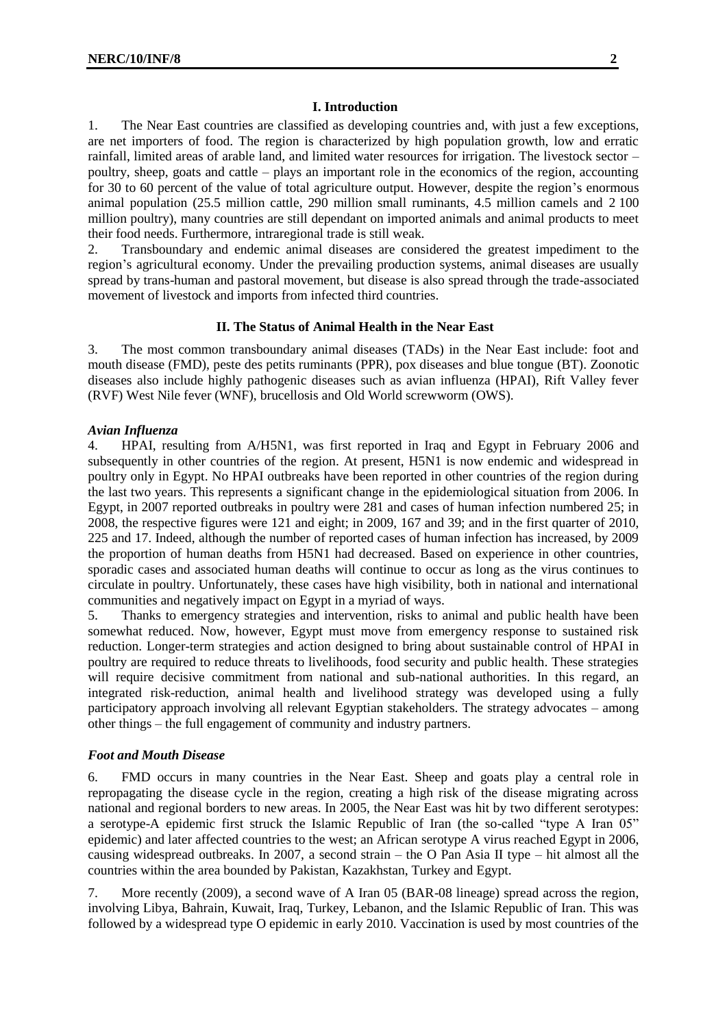## I. Introduction

1. The Near East countries are classified as developing countries and, with just a few exceptions, are net importers of food. The region is characterized by high population growth, low and erratic rainfall, limited areas of arable land, and limited water resources for irrigation. The livestock sector – poultry, sheep, goats and cattle – plays an important role in the economics of the region, accounting for 30 to 60 percent of the value of total agriculture output. However, despite the region's enormous animal population (25.5 million cattle, 290 million small ruminants, 4.5 million camels and 2 100 million poultry), many countries are still dependant on imported animals and animal products to meet their food needs. Furthermore, intraregional trade is still weak.

2. Transboundary and endemic animal diseases are considered the greatest impediment to the region's agricultural economy. Under the prevailing production systems, animal diseases are usually spread by trans-human and pastoral movement, but disease is also spread through the trade-associated movement of livestock and imports from infected third countries.

## II. The Status of Animal Health in the Near East

3. The most common transboundary animal diseases (TADs) in the Near East include: foot and mouth disease (FMD), peste des petits ruminants (PPR), pox diseases and blue tongue (BT). Zoonotic diseases also include highly pathogenic diseases such as avian influenza (HPAI), Rift Valley fever (RVF) West Nile fever (WNF), brucellosis and Old World screwworm (OWS).

### *Avian Influenza*

4. HPAI, resulting from A/H5N1, was first reported in Iraq and Egypt in February 2006 and subsequently in other countries of the region. At present, H5N1 is now endemic and widespread in poultry only in Egypt. No HPAI outbreaks have been reported in other countries of the region during the last two years. This represents a significant change in the epidemiological situation from 2006. In Egypt, in 2007 reported outbreaks in poultry were 281 and cases of human infection numbered 25; in 2008, the respective figures were 121 and eight; in 2009, 167 and 39; and in the first quarter of 2010, 225 and 17. Indeed, although the number of reported cases of human infection has increased, by 2009 the proportion of human deaths from H5N1 had decreased. Based on experience in other countries, sporadic cases and associated human deaths will continue to occur as long as the virus continues to circulate in poultry. Unfortunately, these cases have high visibility, both in national and international communities and negatively impact on Egypt in a myriad of ways.

5. Thanks to emergency strategies and intervention, risks to animal and public health have been somewhat reduced. Now, however, Egypt must move from emergency response to sustained risk reduction. Longer-term strategies and action designed to bring about sustainable control of HPAI in poultry are required to reduce threats to livelihoods, food security and public health. These strategies will require decisive commitment from national and sub-national authorities. In this regard, an integrated risk-reduction, animal health and livelihood strategy was developed using a fully participatory approach involving all relevant Egyptian stakeholders. The strategy advocates – among other things – the full engagement of community and industry partners.

### *Foot and Mouth Disease*

6. FMD occurs in many countries in the Near East. Sheep and goats play a central role in repropagating the disease cycle in the region, creating a high risk of the disease migrating across national and regional borders to new areas. In 2005, the Near East was hit by two different serotypes: a serotype-A epidemic first struck the Islamic Republic of Iran (the so-called "type A Iran 05" epidemic) and later affected countries to the west; an African serotype A virus reached Egypt in 2006, causing widespread outbreaks. In 2007, a second strain – the O Pan Asia II type – hit almost all the countries within the area bounded by Pakistan, Kazakhstan, Turkey and Egypt.

7. More recently (2009), a second wave of A Iran 05 (BAR-08 lineage) spread across the region, involving Libya, Bahrain, Kuwait, Iraq, Turkey, Lebanon, and the Islamic Republic of Iran. This was followed by a widespread type O epidemic in early 2010. Vaccination is used by most countries of the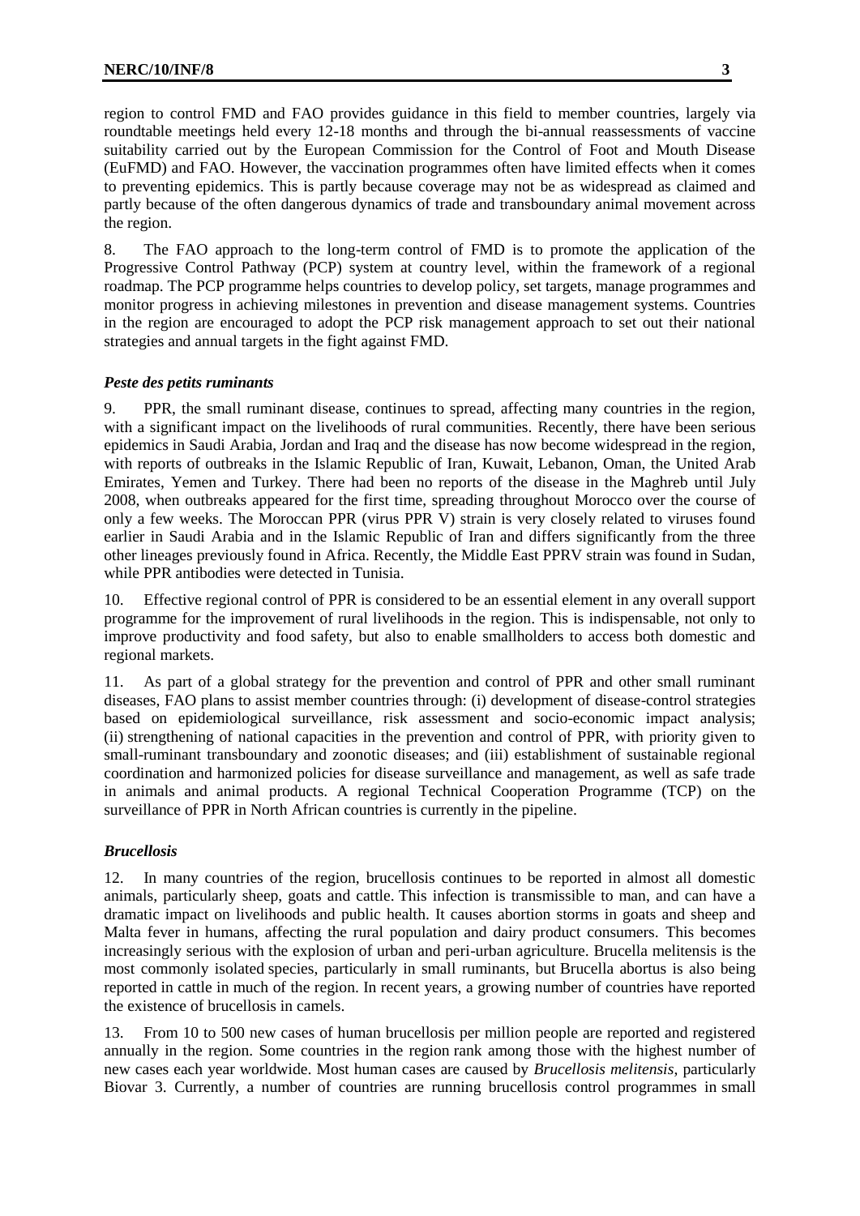region to control FMD and FAO provides guidance in this field to member countries, largely via roundtable meetings held every 12-18 months and through the bi-annual reassessments of vaccine suitability carried out by the European Commission for the Control of Foot and Mouth Disease (EuFMD) and FAO. However, the vaccination programmes often have limited effects when it comes to preventing epidemics. This is partly because coverage may not be as widespread as claimed and partly because of the often dangerous dynamics of trade and transboundary animal movement across the region.

8. The FAO approach to the long-term control of FMD is to promote the application of the Progressive Control Pathway (PCP) system at country level, within the framework of a regional roadmap. The PCP programme helps countries to develop policy, set targets, manage programmes and monitor progress in achieving milestones in prevention and disease management systems. Countries in the region are encouraged to adopt the PCP risk management approach to set out their national strategies and annual targets in the fight against FMD.

### *Peste des petits ruminants*

9. PPR, the small ruminant disease, continues to spread, affecting many countries in the region, with a significant impact on the livelihoods of rural communities. Recently, there have been serious epidemics in Saudi Arabia, Jordan and Iraq and the disease has now become widespread in the region, with reports of outbreaks in the Islamic Republic of Iran, Kuwait, Lebanon, Oman, the United Arab Emirates, Yemen and Turkey. There had been no reports of the disease in the Maghreb until July 2008, when outbreaks appeared for the first time, spreading throughout Morocco over the course of only a few weeks. The Moroccan PPR (virus PPR V) strain is very closely related to viruses found earlier in Saudi Arabia and in the Islamic Republic of Iran and differs significantly from the three other lineages previously found in Africa. Recently, the Middle East PPRV strain was found in Sudan, while PPR antibodies were detected in Tunisia.

10. Effective regional control of PPR is considered to be an essential element in any overall support programme for the improvement of rural livelihoods in the region. This is indispensable, not only to improve productivity and food safety, but also to enable smallholders to access both domestic and regional markets.

11. As part of a global strategy for the prevention and control of PPR and other small ruminant diseases, FAO plans to assist member countries through: (i) development of disease-control strategies based on epidemiological surveillance, risk assessment and socio-economic impact analysis; (ii) strengthening of national capacities in the prevention and control of PPR, with priority given to small-ruminant transboundary and zoonotic diseases; and (iii) establishment of sustainable regional coordination and harmonized policies for disease surveillance and management, as well as safe trade in animals and animal products. A regional Technical Cooperation Programme (TCP) on the surveillance of PPR in North African countries is currently in the pipeline.

### *Brucellosis*

12. In many countries of the region, brucellosis continues to be reported in almost all domestic animals, particularly sheep, goats and cattle. This infection is transmissible to man, and can have a dramatic impact on livelihoods and public health. It causes abortion storms in goats and sheep and Malta fever in humans, affecting the rural population and dairy product consumers. This becomes increasingly serious with the explosion of urban and peri-urban agriculture. Brucella melitensis is the most commonly isolated species, particularly in small ruminants, but Brucella abortus is also being reported in cattle in much of the region. In recent years, a growing number of countries have reported the existence of brucellosis in camels.

13. From 10 to 500 new cases of human brucellosis per million people are reported and registered annually in the region. Some countries in the region rank among those with the highest number of new cases each year worldwide. Most human cases are caused by *Brucellosis melitensis*, particularly Biovar 3. Currently, a number of countries are running brucellosis control programmes in small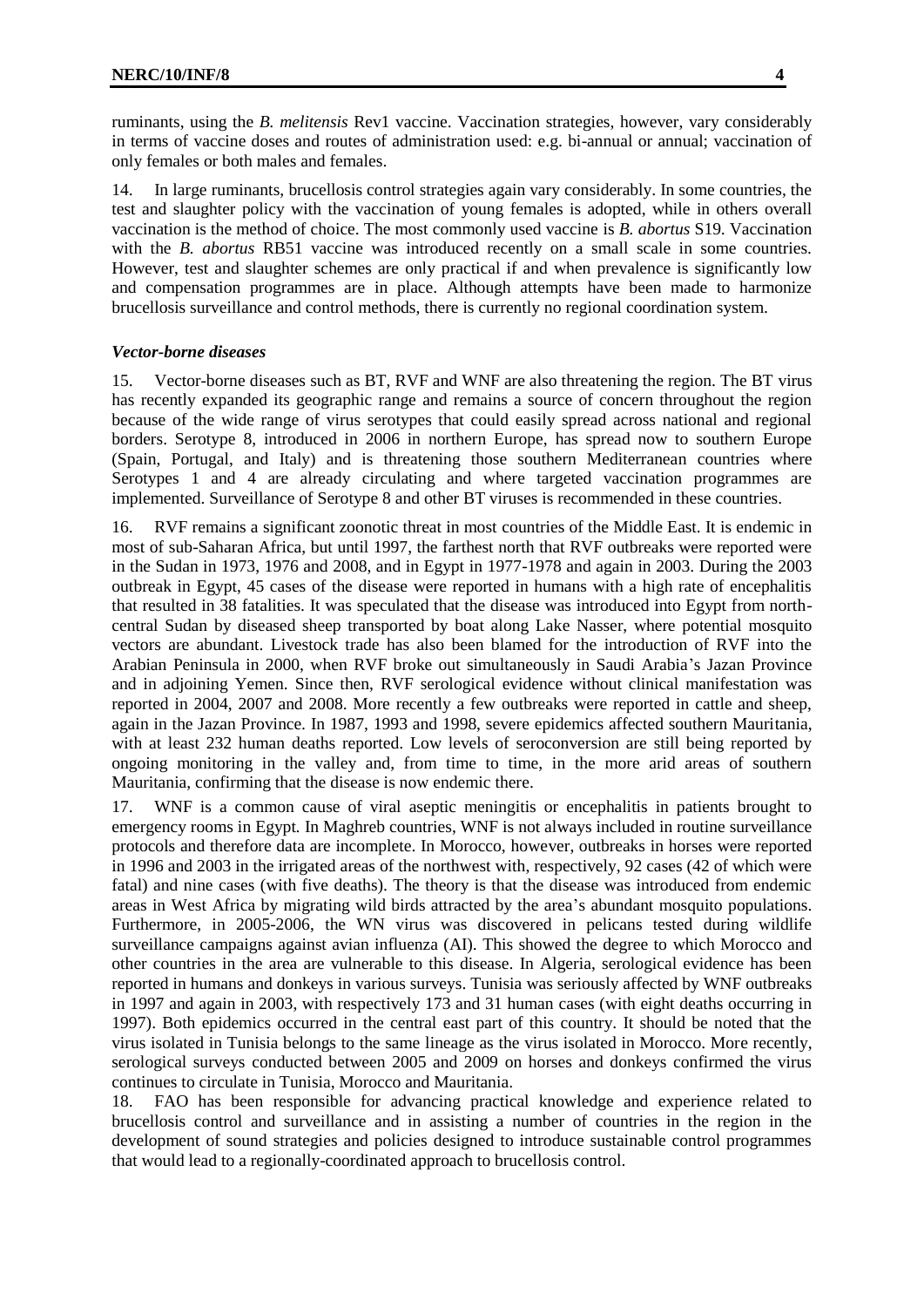ruminants, using the *B. melitensis* Rev1 vaccine. Vaccination strategies, however, vary considerably in terms of vaccine doses and routes of administration used: e.g. bi-annual or annual; vaccination of only females or both males and females.

14. In large ruminants, brucellosis control strategies again vary considerably. In some countries, the test and slaughter policy with the vaccination of young females is adopted, while in others overall vaccination is the method of choice. The most commonly used vaccine is *B. abortus* S19. Vaccination with the *B. abortus* RB51 vaccine was introduced recently on a small scale in some countries. However, test and slaughter schemes are only practical if and when prevalence is significantly low and compensation programmes are in place. Although attempts have been made to harmonize brucellosis surveillance and control methods, there is currently no regional coordination system.

***Vector-borne diseases***

15. Vector-borne diseases such as BT, RVF and WNF are also threatening the region. The BT virus has recently expanded its geographic range and remains a source of concern throughout the region because of the wide range of virus serotypes that could easily spread across national and regional borders. Serotype 8, introduced in 2006 in northern Europe, has spread now to southern Europe (Spain, Portugal, and Italy) and is threatening those southern Mediterranean countries where Serotypes 1 and 4 are already circulating and where targeted vaccination programmes are implemented. Surveillance of Serotype 8 and other BT viruses is recommended in these countries.

16. RVF remains a significant zoonotic threat in most countries of the Middle East. It is endemic in most of sub-Saharan Africa, but until 1997, the farthest north that RVF outbreaks were reported were in the Sudan in 1973, 1976 and 2008, and in Egypt in 1977-1978 and again in 2003. During the 2003 outbreak in Egypt, 45 cases of the disease were reported in humans with a high rate of encephalitis that resulted in 38 fatalities. It was speculated that the disease was introduced into Egypt from north-central Sudan by diseased sheep transported by boat along Lake Nasser, where potential mosquito vectors are abundant. Livestock trade has also been blamed for the introduction of RVF into the Arabian Peninsula in 2000, when RVF broke out simultaneously in Saudi Arabia's Jazan Province and in adjoining Yemen. Since then, RVF serological evidence without clinical manifestation was reported in 2004, 2007 and 2008. More recently a few outbreaks were reported in cattle and sheep, again in the Jazan Province. In 1987, 1993 and 1998, severe epidemics affected southern Mauritania, with at least 232 human deaths reported. Low levels of seroconversion are still being reported by ongoing monitoring in the valley and, from time to time, in the more arid areas of southern Mauritania, confirming that the disease is now endemic there.

17. WNF is a common cause of viral aseptic meningitis or encephalitis in patients brought to emergency rooms in Egypt. In Maghreb countries, WNF is not always included in routine surveillance protocols and therefore data are incomplete. In Morocco, however, outbreaks in horses were reported in 1996 and 2003 in the irrigated areas of the northwest with, respectively, 92 cases (42 of which were fatal) and nine cases (with five deaths). The theory is that the disease was introduced from endemic areas in West Africa by migrating wild birds attracted by the area's abundant mosquito populations. Furthermore, in 2005-2006, the WN virus was discovered in pelicans tested during wildlife surveillance campaigns against avian influenza (AI). This showed the degree to which Morocco and other countries in the area are vulnerable to this disease. In Algeria, serological evidence has been reported in humans and donkeys in various surveys. Tunisia was seriously affected by WNF outbreaks in 1997 and again in 2003, with respectively 173 and 31 human cases (with eight deaths occurring in 1997). Both epidemics occurred in the central east part of this country. It should be noted that the virus isolated in Tunisia belongs to the same lineage as the virus isolated in Morocco. More recently, serological surveys conducted between 2005 and 2009 on horses and donkeys confirmed the virus continues to circulate in Tunisia, Morocco and Mauritania.

18. FAO has been responsible for advancing practical knowledge and experience related to brucellosis control and surveillance and in assisting a number of countries in the region in the development of sound strategies and policies designed to introduce sustainable control programmes that would lead to a regionally-coordinated approach to brucellosis control.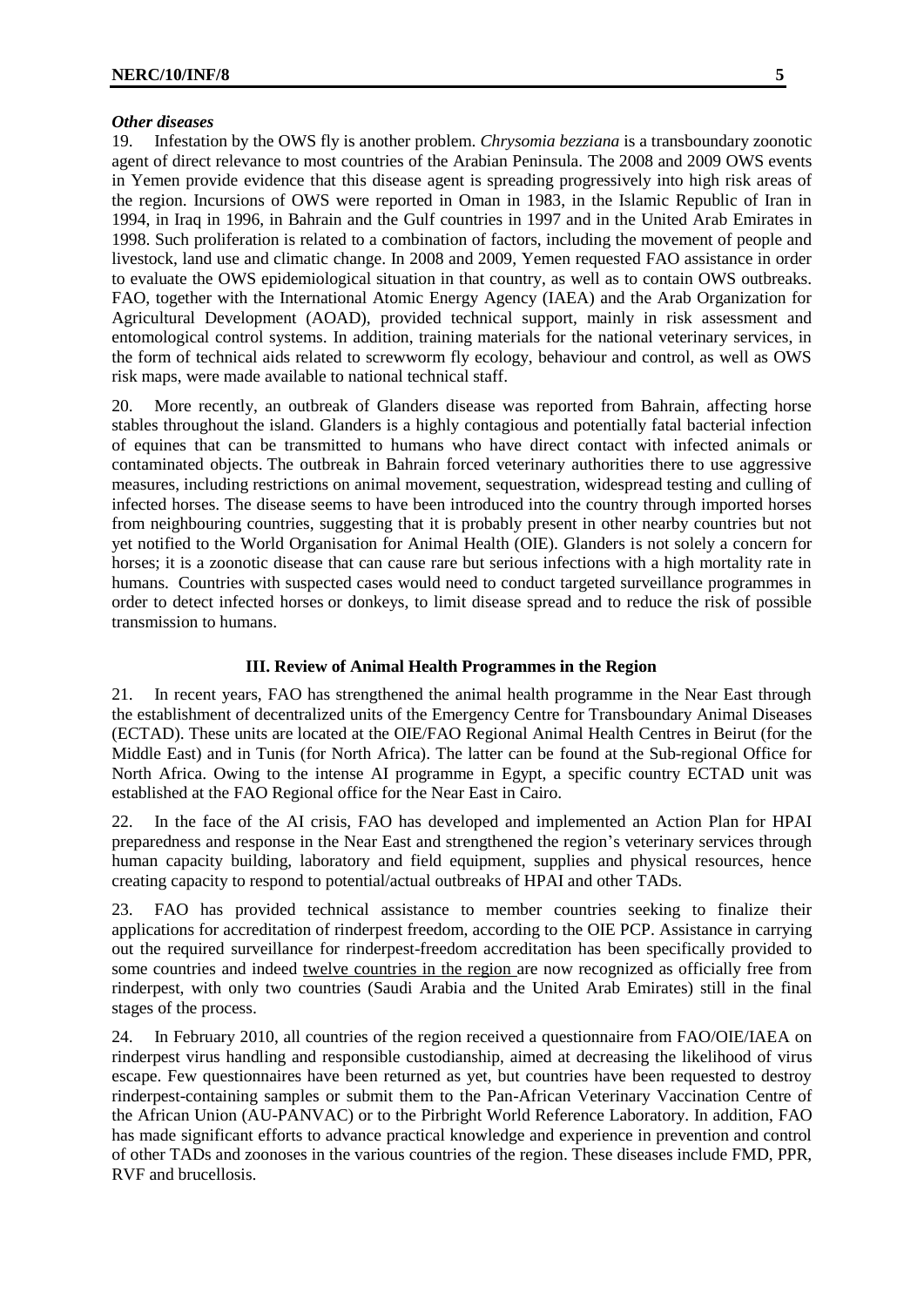### *Other diseases*

19. Infestation by the OWS fly is another problem. *Chrysomia bezziana* is a transboundary zoonotic agent of direct relevance to most countries of the Arabian Peninsula. The 2008 and 2009 OWS events in Yemen provide evidence that this disease agent is spreading progressively into high risk areas of the region. Incursions of OWS were reported in Oman in 1983, in the Islamic Republic of Iran in 1994, in Iraq in 1996, in Bahrain and the Gulf countries in 1997 and in the United Arab Emirates in 1998. Such proliferation is related to a combination of factors, including the movement of people and livestock, land use and climatic change. In 2008 and 2009, Yemen requested FAO assistance in order to evaluate the OWS epidemiological situation in that country, as well as to contain OWS outbreaks. FAO, together with the International Atomic Energy Agency (IAEA) and the Arab Organization for Agricultural Development (AOAD), provided technical support, mainly in risk assessment and entomological control systems. In addition, training materials for the national veterinary services, in the form of technical aids related to screwworm fly ecology, behaviour and control, as well as OWS risk maps, were made available to national technical staff.

20. More recently, an outbreak of Glanders disease was reported from Bahrain, affecting horse stables throughout the island. Glanders is a highly contagious and potentially fatal bacterial infection of equines that can be transmitted to humans who have direct contact with infected animals or contaminated objects. The outbreak in Bahrain forced veterinary authorities there to use aggressive measures, including restrictions on animal movement, sequestration, widespread testing and culling of infected horses. The disease seems to have been introduced into the country through imported horses from neighbouring countries, suggesting that it is probably present in other nearby countries but not yet notified to the World Organisation for Animal Health (OIE). Glanders is not solely a concern for horses; it is a zoonotic disease that can cause rare but serious infections with a high mortality rate in humans. Countries with suspected cases would need to conduct targeted surveillance programmes in order to detect infected horses or donkeys, to limit disease spread and to reduce the risk of possible transmission to humans.

## III. Review of Animal Health Programmes in the Region

21. In recent years, FAO has strengthened the animal health programme in the Near East through the establishment of decentralized units of the Emergency Centre for Transboundary Animal Diseases (ECTAD). These units are located at the OIE/FAO Regional Animal Health Centres in Beirut (for the Middle East) and in Tunis (for North Africa). The latter can be found at the Sub-regional Office for North Africa. Owing to the intense AI programme in Egypt, a specific country ECTAD unit was established at the FAO Regional office for the Near East in Cairo.

22. In the face of the AI crisis, FAO has developed and implemented an Action Plan for HPAI preparedness and response in the Near East and strengthened the region's veterinary services through human capacity building, laboratory and field equipment, supplies and physical resources, hence creating capacity to respond to potential/actual outbreaks of HPAI and other TADs.

23. FAO has provided technical assistance to member countries seeking to finalize their applications for accreditation of rinderpest freedom, according to the OIE PCP. Assistance in carrying out the required surveillance for rinderpest-freedom accreditation has been specifically provided to some countries and indeed twelve countries in the region are now recognized as officially free from rinderpest, with only two countries (Saudi Arabia and the United Arab Emirates) still in the final stages of the process.

24. In February 2010, all countries of the region received a questionnaire from FAO/OIE/IAEA on rinderpest virus handling and responsible custodianship, aimed at decreasing the likelihood of virus escape. Few questionnaires have been returned as yet, but countries have been requested to destroy rinderpest-containing samples or submit them to the Pan-African Veterinary Vaccination Centre of the African Union (AU-PANVAC) or to the Pirbright World Reference Laboratory. In addition, FAO has made significant efforts to advance practical knowledge and experience in prevention and control of other TADs and zoonoses in the various countries of the region. These diseases include FMD, PPR, RVF and brucellosis.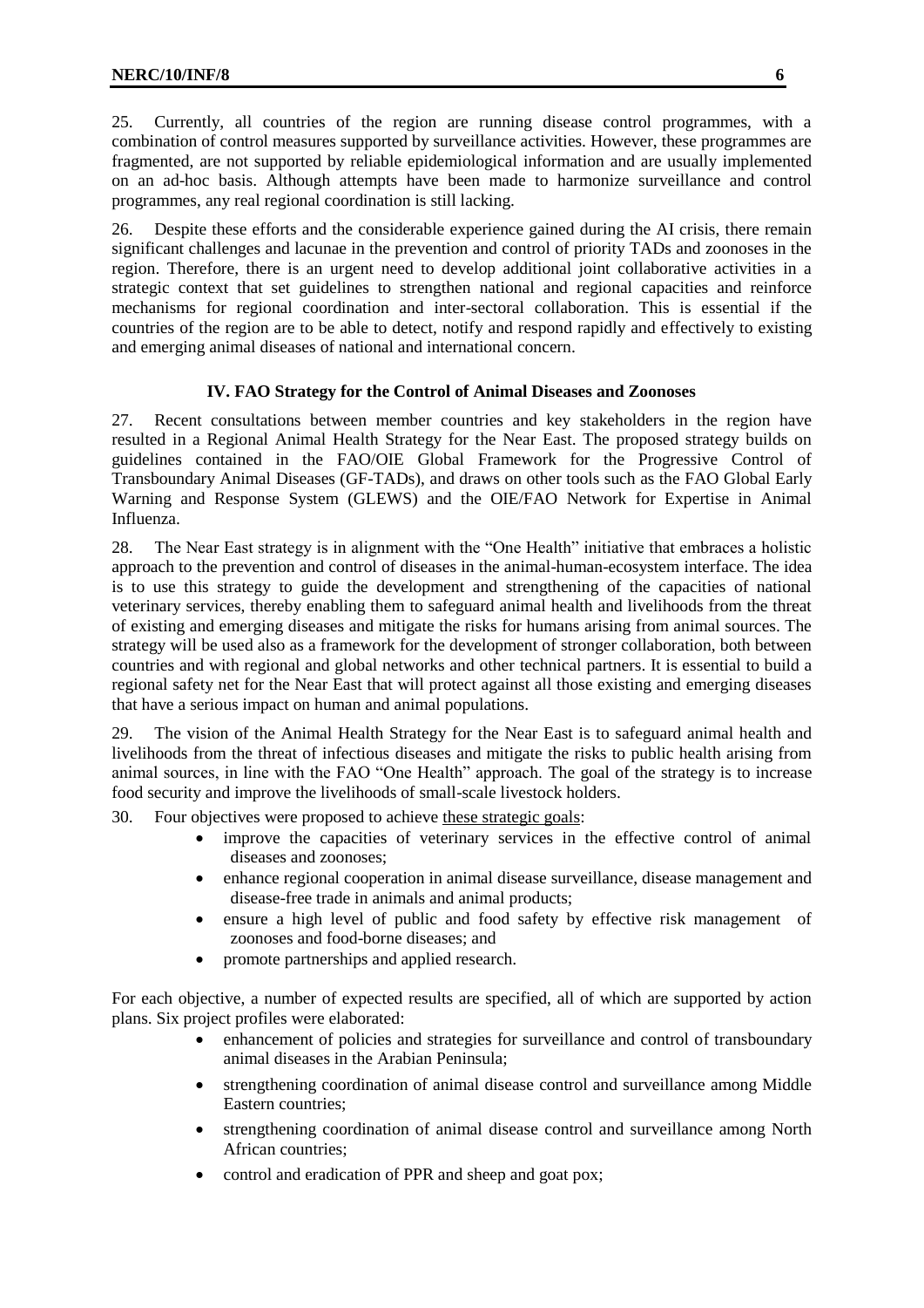25. Currently, all countries of the region are running disease control programmes, with a combination of control measures supported by surveillance activities. However, these programmes are fragmented, are not supported by reliable epidemiological information and are usually implemented on an ad-hoc basis. Although attempts have been made to harmonize surveillance and control programmes, any real regional coordination is still lacking.

26. Despite these efforts and the considerable experience gained during the AI crisis, there remain significant challenges and lacunae in the prevention and control of priority TADs and zoonoses in the region. Therefore, there is an urgent need to develop additional joint collaborative activities in a strategic context that set guidelines to strengthen national and regional capacities and reinforce mechanisms for regional coordination and inter-sectoral collaboration. This is essential if the countries of the region are to be able to detect, notify and respond rapidly and effectively to existing and emerging animal diseases of national and international concern.

## IV. FAO Strategy for the Control of Animal Diseases and Zoonoses

27. Recent consultations between member countries and key stakeholders in the region have resulted in a Regional Animal Health Strategy for the Near East. The proposed strategy builds on guidelines contained in the FAO/OIE Global Framework for the Progressive Control of Transboundary Animal Diseases (GF-TADs), and draws on other tools such as the FAO Global Early Warning and Response System (GLEWS) and the OIE/FAO Network for Expertise in Animal Influenza.

28. The Near East strategy is in alignment with the "One Health" initiative that embraces a holistic approach to the prevention and control of diseases in the animal-human-ecosystem interface. The idea is to use this strategy to guide the development and strengthening of the capacities of national veterinary services, thereby enabling them to safeguard animal health and livelihoods from the threat of existing and emerging diseases and mitigate the risks for humans arising from animal sources. The strategy will be used also as a framework for the development of stronger collaboration, both between countries and with regional and global networks and other technical partners. It is essential to build a regional safety net for the Near East that will protect against all those existing and emerging diseases that have a serious impact on human and animal populations.

29. The vision of the Animal Health Strategy for the Near East is to safeguard animal health and livelihoods from the threat of infectious diseases and mitigate the risks to public health arising from animal sources, in line with the FAO "One Health" approach. The goal of the strategy is to increase food security and improve the livelihoods of small-scale livestock holders.

30. Four objectives were proposed to achieve these strategic goals:

- improve the capacities of veterinary services in the effective control of animal diseases and zoonoses;
- enhance regional cooperation in animal disease surveillance, disease management and disease-free trade in animals and animal products;
- ensure a high level of public and food safety by effective risk management of zoonoses and food-borne diseases; and
- promote partnerships and applied research.

For each objective, a number of expected results are specified, all of which are supported by action plans. Six project profiles were elaborated:

- enhancement of policies and strategies for surveillance and control of transboundary animal diseases in the Arabian Peninsula;
- strengthening coordination of animal disease control and surveillance among Middle Eastern countries;
- strengthening coordination of animal disease control and surveillance among North African countries;
- control and eradication of PPR and sheep and goat pox;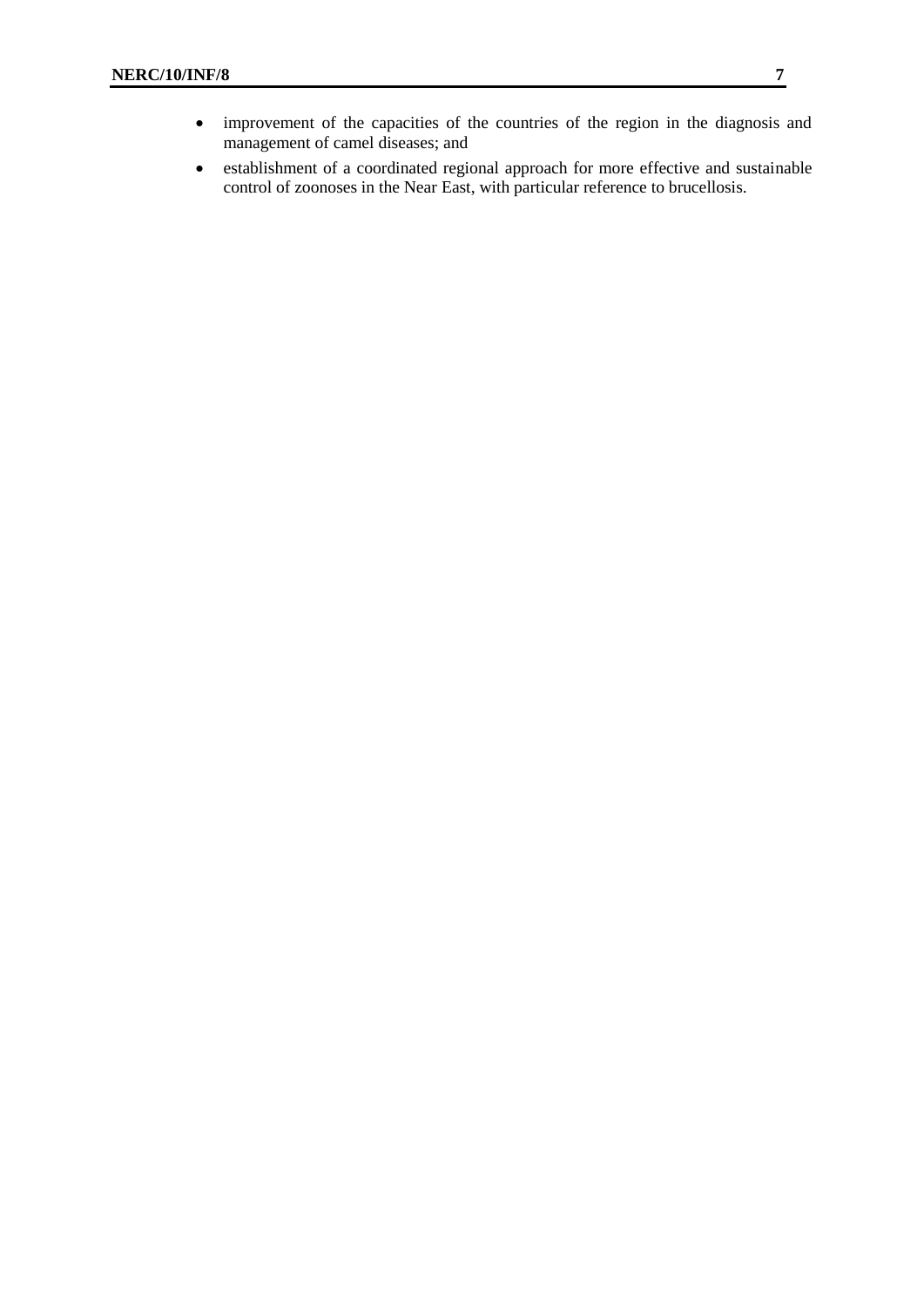- improvement of the capacities of the countries of the region in the diagnosis and management of camel diseases; and
- establishment of a coordinated regional approach for more effective and sustainable control of zoonoses in the Near East, with particular reference to brucellosis.